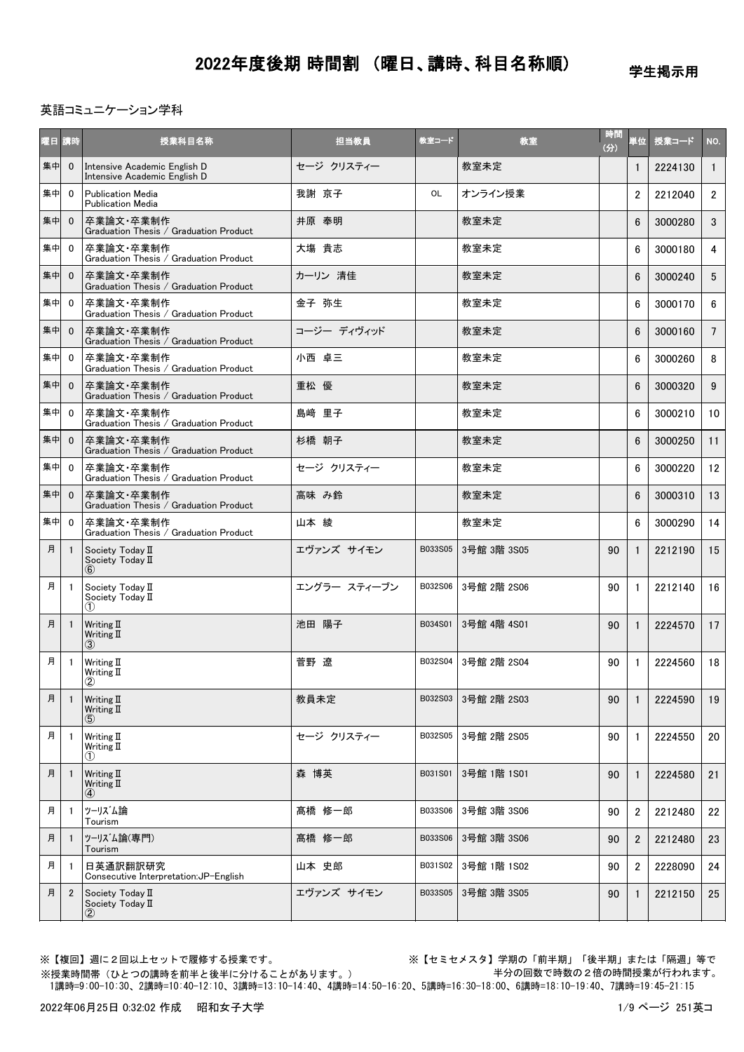# 2022年度後期 時間割 （曜日、講時、科目名称順）

学生掲示用

英語コミュニケーション学科

| 曜日 | 講時 | 授業科目名称 | 担当教員 | 教室コード | 教室 | 時間(分) | 単位 | 授業コード | NO. |
|---|---|---|---|---|---|---|---|---|---|
| 集中 | 0 | Intensive Academic English D<br>Intensive Academic English D | セージ クリスティー | | 教室未定 | | 1 | 2224130 | 1 |
| 集中 | 0 | Publication Media<br>Publication Media | 我謝 京子 | OL | オンライン授業 | | 2 | 2212040 | 2 |
| 集中 | 0 | 卒業論文・卒業制作<br>Graduation Thesis / Graduation Product | 井原 奉明 | | 教室未定 | | 6 | 3000280 | 3 |
| 集中 | 0 | 卒業論文・卒業制作<br>Graduation Thesis / Graduation Product | 大場 貴志 | | 教室未定 | | 6 | 3000180 | 4 |
| 集中 | 0 | 卒業論文・卒業制作<br>Graduation Thesis / Graduation Product | カーリン 清佳 | | 教室未定 | | 6 | 3000240 | 5 |
| 集中 | 0 | 卒業論文・卒業制作<br>Graduation Thesis / Graduation Product | 金子 弥生 | | 教室未定 | | 6 | 3000170 | 6 |
| 集中 | 0 | 卒業論文・卒業制作<br>Graduation Thesis / Graduation Product | コージー ディヴィッド | | 教室未定 | | 6 | 3000160 | 7 |
| 集中 | 0 | 卒業論文・卒業制作<br>Graduation Thesis / Graduation Product | 小西 卓三 | | 教室未定 | | 6 | 3000260 | 8 |
| 集中 | 0 | 卒業論文・卒業制作<br>Graduation Thesis / Graduation Product | 重松 優 | | 教室未定 | | 6 | 3000320 | 9 |
| 集中 | 0 | 卒業論文・卒業制作<br>Graduation Thesis / Graduation Product | 島﨑 里子 | | 教室未定 | | 6 | 3000210 | 10 |
| 集中 | 0 | 卒業論文・卒業制作<br>Graduation Thesis / Graduation Product | 杉橋 朝子 | | 教室未定 | | 6 | 3000250 | 11 |
| 集中 | 0 | 卒業論文・卒業制作<br>Graduation Thesis / Graduation Product | セージ クリスティー | | 教室未定 | | 6 | 3000220 | 12 |
| 集中 | 0 | 卒業論文・卒業制作<br>Graduation Thesis / Graduation Product | 高味 み鈴 | | 教室未定 | | 6 | 3000310 | 13 |
| 集中 | 0 | 卒業論文・卒業制作<br>Graduation Thesis / Graduation Product | 山本 綾 | | 教室未定 | | 6 | 3000290 | 14 |
| 月 | 1 | Society Today Ⅱ<br>Society Today Ⅱ<br>⑥ | エヴァンズ サイモン | B033S05 | 3号館 3階 3S05 | 90 | 1 | 2212190 | 15 |
| 月 | 1 | Society Today Ⅱ<br>Society Today Ⅱ<br>① | エングラー スティーブン | B032S06 | 3号館 2階 2S06 | 90 | 1 | 2212140 | 16 |
| 月 | 1 | Writing Ⅱ<br>Writing Ⅱ<br>③ | 池田 陽子 | B034S01 | 3号館 4階 4S01 | 90 | 1 | 2224570 | 17 |
| 月 | 1 | Writing Ⅱ<br>Writing Ⅱ<br>② | 菅野 遼 | B032S04 | 3号館 2階 2S04 | 90 | 1 | 2224560 | 18 |
| 月 | 1 | Writing Ⅱ<br>Writing Ⅱ<br>⑤ | 教員未定 | B032S03 | 3号館 2階 2S03 | 90 | 1 | 2224590 | 19 |
| 月 | 1 | Writing Ⅱ<br>Writing Ⅱ<br>① | セージ クリスティー | B032S05 | 3号館 2階 2S05 | 90 | 1 | 2224550 | 20 |
| 月 | 1 | Writing Ⅱ<br>Writing Ⅱ<br>④ | 森 博英 | B031S01 | 3号館 1階 1S01 | 90 | 1 | 2224580 | 21 |
| 月 | 1 | ﾂｰﾘｽﾞﾑ論<br>Tourism | 髙橋 修一郎 | B033S06 | 3号館 3階 3S06 | 90 | 2 | 2212480 | 22 |
| 月 | 1 | ﾂｰﾘｽﾞﾑ論(専門)<br>Tourism | 髙橋 修一郎 | B033S06 | 3号館 3階 3S06 | 90 | 2 | 2212480 | 23 |
| 月 | 1 | 日英通訳翻訳研究<br>Consecutive Interpretation:JP-English | 山本 史郎 | B031S02 | 3号館 1階 1S02 | 90 | 2 | 2228090 | 24 |
| 月 | 2 | Society Today Ⅱ<br>Society Today Ⅱ<br>② | エヴァンズ サイモン | B033S05 | 3号館 3階 3S05 | 90 | 1 | 2212150 | 25 |

※【複回】週に２回以上セットで履修する授業です。

※【セミセメスタ】学期の「前半期」「後半期」または「隔週」等で半分の回数で時数の２倍の時間授業が行われます。

※授業時間帯（ひとつの講時を前半と後半に分けることがあります。）

1講時=9:00-10:30、2講時=10:40-12:10、3講時=13:10-14:40、4講時=14:50-16:20、5講時=16:30-18:00、6講時=18:10-19:40、7講時=19:45-21:15

2022年06月25日 0:32:02 作成　昭和女子大学

251英コ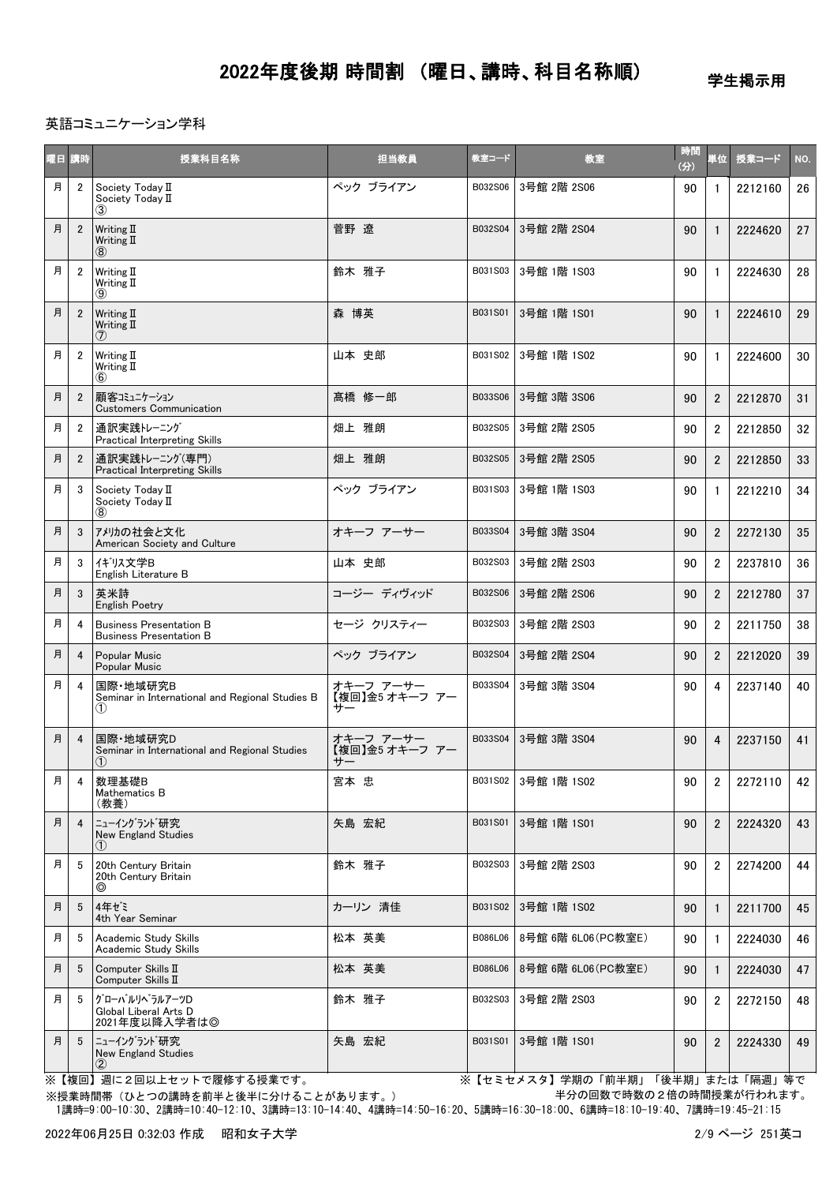# 2022年度後期 時間割 （曜日、講時、科目名称順）

学生掲示用

英語コミュニケーション学科

| 曜日 | 講時 | 授業科目名称 | 担当教員 | 教室コード | 教室 | 時間(分) | 単位 | 授業コード | NO. |
|---|---|---|---|---|---|---|---|---|---|
| 月 | 2 | Society Today Ⅱ<br>Society Today Ⅱ<br>③ | ベック ブライアン | B032S06 | 3号館 2階 2S06 | 90 | 1 | 2212160 | 26 |
| 月 | 2 | Writing Ⅱ<br>Writing Ⅱ<br>⑧ | 菅野 遼 | B032S04 | 3号館 2階 2S04 | 90 | 1 | 2224620 | 27 |
| 月 | 2 | Writing Ⅱ<br>Writing Ⅱ<br>⑨ | 鈴木 雅子 | B031S03 | 3号館 1階 1S03 | 90 | 1 | 2224630 | 28 |
| 月 | 2 | Writing Ⅱ<br>Writing Ⅱ<br>⑦ | 森 博英 | B031S01 | 3号館 1階 1S01 | 90 | 1 | 2224610 | 29 |
| 月 | 2 | Writing Ⅱ<br>Writing Ⅱ<br>⑥ | 山本 史郎 | B031S02 | 3号館 1階 1S02 | 90 | 1 | 2224600 | 30 |
| 月 | 2 | 顧客ｺﾐｭﾆｹｰｼｮﾝ<br>Customers Communication | 髙橋 修一郎 | B033S06 | 3号館 3階 3S06 | 90 | 2 | 2212870 | 31 |
| 月 | 2 | 通訳実践ﾄﾚｰﾆﾝｸﾞ<br>Practical Interpreting Skills | 畑上 雅朗 | B032S05 | 3号館 2階 2S05 | 90 | 2 | 2212850 | 32 |
| 月 | 2 | 通訳実践ﾄﾚｰﾆﾝｸﾞ(専門)<br>Practical Interpreting Skills | 畑上 雅朗 | B032S05 | 3号館 2階 2S05 | 90 | 2 | 2212850 | 33 |
| 月 | 3 | Society Today Ⅱ<br>Society Today Ⅱ<br>⑧ | ベック ブライアン | B031S03 | 3号館 1階 1S03 | 90 | 1 | 2212210 | 34 |
| 月 | 3 | ｱﾒﾘｶの社会と文化<br>American Society and Culture | オキーフ アーサー | B033S04 | 3号館 3階 3S04 | 90 | 2 | 2272130 | 35 |
| 月 | 3 | ｲｷﾞﾘｽ文学B<br>English Literature B | 山本 史郎 | B032S03 | 3号館 2階 2S03 | 90 | 2 | 2237810 | 36 |
| 月 | 3 | 英米詩<br>English Poetry | コージー ディヴィッド | B032S06 | 3号館 2階 2S06 | 90 | 2 | 2212780 | 37 |
| 月 | 4 | Business Presentation B<br>Business Presentation B | セージ クリスティー | B032S03 | 3号館 2階 2S03 | 90 | 2 | 2211750 | 38 |
| 月 | 4 | Popular Music<br>Popular Music | ベック ブライアン | B032S04 | 3号館 2階 2S04 | 90 | 2 | 2212020 | 39 |
| 月 | 4 | 国際・地域研究B<br>Seminar in International and Regional Studies B<br>① | オキーフ アーサー<br>【複回】金5 オキーフ アーサー | B033S04 | 3号館 3階 3S04 | 90 | 4 | 2237140 | 40 |
| 月 | 4 | 国際・地域研究D<br>Seminar in International and Regional Studies<br>① | オキーフ アーサー<br>【複回】金5 オキーフ アーサー | B033S04 | 3号館 3階 3S04 | 90 | 4 | 2237150 | 41 |
| 月 | 4 | 数理基礎B<br>Mathematics B<br>（教養） | 宮本 忠 | B031S02 | 3号館 1階 1S02 | 90 | 2 | 2272110 | 42 |
| 月 | 4 | ﾆｭｰｲﾝｸﾞﾗﾝﾄﾞ研究<br>New England Studies<br>① | 矢島 宏紀 | B031S01 | 3号館 1階 1S01 | 90 | 2 | 2224320 | 43 |
| 月 | 5 | 20th Century Britain<br>20th Century Britain<br>◎ | 鈴木 雅子 | B032S03 | 3号館 2階 2S03 | 90 | 2 | 2274200 | 44 |
| 月 | 5 | 4年ｾﾞﾐ<br>4th Year Seminar | カーリン 清佳 | B031S02 | 3号館 1階 1S02 | 90 | 1 | 2211700 | 45 |
| 月 | 5 | Academic Study Skills<br>Academic Study Skills | 松本 英美 | B086L06 | 8号館 6階 6L06(PC教室E) | 90 | 1 | 2224030 | 46 |
| 月 | 5 | Computer Skills Ⅱ<br>Computer Skills Ⅱ | 松本 英美 | B086L06 | 8号館 6階 6L06(PC教室E) | 90 | 1 | 2224030 | 47 |
| 月 | 5 | ｸﾞﾛｰﾊﾞﾙﾘﾍﾞﾗﾙｱｰﾂD<br>Global Liberal Arts D<br>2021年度以降入学者は◎ | 鈴木 雅子 | B032S03 | 3号館 2階 2S03 | 90 | 2 | 2272150 | 48 |
| 月 | 5 | ﾆｭｰｲﾝｸﾞﾗﾝﾄﾞ研究<br>New England Studies<br>② | 矢島 宏紀 | B031S01 | 3号館 1階 1S01 | 90 | 2 | 2224330 | 49 |

※【複回】週に２回以上セットで履修する授業です。
※授業時間帯（ひとつの講時を前半と後半に分けることがあります。）
※【セミセメスタ】学期の「前半期」「後半期」または「隔週」等で半分の回数で時数の２倍の時間授業が行われます。

1講時=9:00-10:30、2講時=10:40-12:10、3講時=13:10-14:40、4講時=14:50-16:20、5講時=16:30-18:00、6講時=18:10-19:40、7講時=19:45-21:15

2022年06月25日 0:32:03 作成　昭和女子大学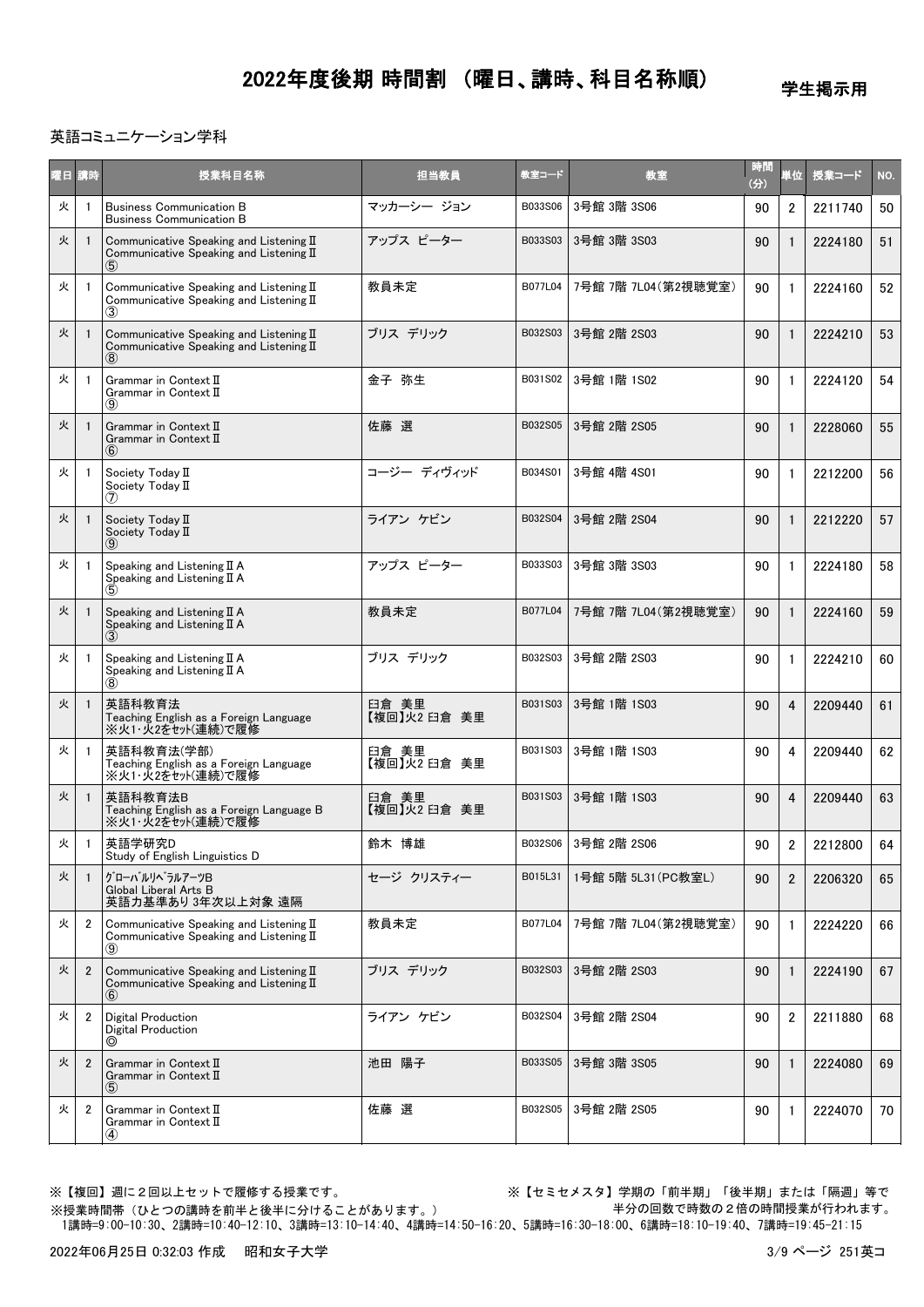# 2022年度後期 時間割 （曜日、講時、科目名称順）

学生掲示用

英語コミュニケーション学科

| 曜日 | 講時 | 授業科目名称 | 担当教員 | 教室コード | 教室 | 時間(分) | 単位 | 授業コード | NO. |
|---|---|---|---|---|---|---|---|---|---|
| 火 | 1 | Business Communication B<br>Business Communication B | マッカーシー ジョン | B033S06 | 3号館 3階 3S06 | 90 | 2 | 2211740 | 50 |
| 火 | 1 | Communicative Speaking and Listening Ⅱ<br>Communicative Speaking and Listening Ⅱ<br>⑤ | アップス ピーター | B033S03 | 3号館 3階 3S03 | 90 | 1 | 2224180 | 51 |
| 火 | 1 | Communicative Speaking and Listening Ⅱ<br>Communicative Speaking and Listening Ⅱ<br>③ | 教員未定 | B077L04 | 7号館 7階 7L04(第2視聴覚室) | 90 | 1 | 2224160 | 52 |
| 火 | 1 | Communicative Speaking and Listening Ⅱ<br>Communicative Speaking and Listening Ⅱ<br>⑧ | ブリス デリック | B032S03 | 3号館 2階 2S03 | 90 | 1 | 2224210 | 53 |
| 火 | 1 | Grammar in Context Ⅱ<br>Grammar in Context Ⅱ<br>⑨ | 金子 弥生 | B031S02 | 3号館 1階 1S02 | 90 | 1 | 2224120 | 54 |
| 火 | 1 | Grammar in Context Ⅱ<br>Grammar in Context Ⅱ<br>⑥ | 佐藤 選 | B032S05 | 3号館 2階 2S05 | 90 | 1 | 2228060 | 55 |
| 火 | 1 | Society Today Ⅱ<br>Society Today Ⅱ<br>⑦ | コージー ディヴィッド | B034S01 | 3号館 4階 4S01 | 90 | 1 | 2212200 | 56 |
| 火 | 1 | Society Today Ⅱ<br>Society Today Ⅱ<br>⑨ | ライアン ケビン | B032S04 | 3号館 2階 2S04 | 90 | 1 | 2212220 | 57 |
| 火 | 1 | Speaking and Listening Ⅱ A<br>Speaking and Listening Ⅱ A<br>⑤ | アップス ピーター | B033S03 | 3号館 3階 3S03 | 90 | 1 | 2224180 | 58 |
| 火 | 1 | Speaking and Listening Ⅱ A<br>Speaking and Listening Ⅱ A<br>③ | 教員未定 | B077L04 | 7号館 7階 7L04(第2視聴覚室) | 90 | 1 | 2224160 | 59 |
| 火 | 1 | Speaking and Listening Ⅱ A<br>Speaking and Listening Ⅱ A<br>⑧ | ブリス デリック | B032S03 | 3号館 2階 2S03 | 90 | 1 | 2224210 | 60 |
| 火 | 1 | 英語科教育法<br>Teaching English as a Foreign Language<br>※火1･火2をｾｯﾄ(連続)で履修 | 臼倉 美里<br>【複回】火2 臼倉 美里 | B031S03 | 3号館 1階 1S03 | 90 | 4 | 2209440 | 61 |
| 火 | 1 | 英語科教育法(学部)<br>Teaching English as a Foreign Language<br>※火1･火2をｾｯﾄ(連続)で履修 | 臼倉 美里<br>【複回】火2 臼倉 美里 | B031S03 | 3号館 1階 1S03 | 90 | 4 | 2209440 | 62 |
| 火 | 1 | 英語科教育法B<br>Teaching English as a Foreign Language B<br>※火1･火2をｾｯﾄ(連続)で履修 | 臼倉 美里<br>【複回】火2 臼倉 美里 | B031S03 | 3号館 1階 1S03 | 90 | 4 | 2209440 | 63 |
| 火 | 1 | 英語学研究D<br>Study of English Linguistics D | 鈴木 博雄 | B032S06 | 3号館 2階 2S06 | 90 | 2 | 2212800 | 64 |
| 火 | 1 | ｸﾞﾛｰﾊﾞﾙﾘﾍﾞﾗﾙｱｰﾂB<br>Global Liberal Arts B<br>英語力基準あり 3年次以上対象 遠隔 | セージ クリスティー | B015L31 | 1号館 5階 5L31(PC教室L) | 90 | 2 | 2206320 | 65 |
| 火 | 2 | Communicative Speaking and Listening Ⅱ<br>Communicative Speaking and Listening Ⅱ<br>⑨ | 教員未定 | B077L04 | 7号館 7階 7L04(第2視聴覚室) | 90 | 1 | 2224220 | 66 |
| 火 | 2 | Communicative Speaking and Listening Ⅱ<br>Communicative Speaking and Listening Ⅱ<br>⑥ | ブリス デリック | B032S03 | 3号館 2階 2S03 | 90 | 1 | 2224190 | 67 |
| 火 | 2 | Digital Production<br>Digital Production<br>◎ | ライアン ケビン | B032S04 | 3号館 2階 2S04 | 90 | 2 | 2211880 | 68 |
| 火 | 2 | Grammar in Context Ⅱ<br>Grammar in Context Ⅱ<br>⑤ | 池田 陽子 | B033S05 | 3号館 3階 3S05 | 90 | 1 | 2224080 | 69 |
| 火 | 2 | Grammar in Context Ⅱ<br>Grammar in Context Ⅱ<br>④ | 佐藤 選 | B032S05 | 3号館 2階 2S05 | 90 | 1 | 2224070 | 70 |

※【複回】週に２回以上セットで履修する授業です。

※【セミセメスタ】学期の「前半期」「後半期」または「隔週」等で半分の回数で時数の２倍の時間授業が行われます。

※授業時間帯（ひとつの講時を前半と後半に分けることがあります。）

1講時=9:00-10:30、2講時=10:40-12:10、3講時=13:10-14:40、4講時=14:50-16:20、5講時=16:30-18:00、6講時=18:10-19:40、7講時=19:45-21:15

2022年06月25日 0:32:03 作成　昭和女子大学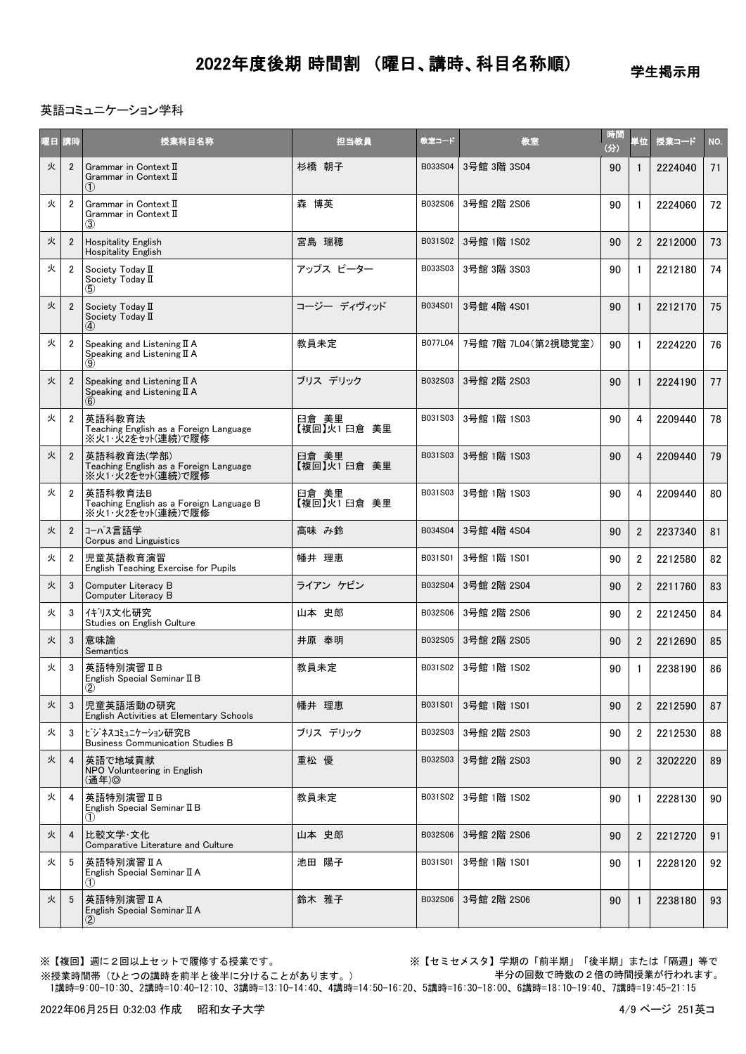# 2022年度後期 時間割 （曜日、講時、科目名称順）

学生掲示用

英語コミュニケーション学科

| 曜日 | 講時 | 授業科目名称 | 担当教員 | 教室コード | 教室 | 時間(分) | 単位 | 授業コード | NO. |
|---|---|---|---|---|---|---|---|---|---|
| 火 | 2 | Grammar in Context Ⅱ<br>Grammar in Context Ⅱ<br>① | 杉橋 朝子 | B033S04 | 3号館 3階 3S04 | 90 | 1 | 2224040 | 71 |
| 火 | 2 | Grammar in Context Ⅱ<br>Grammar in Context Ⅱ<br>③ | 森 博英 | B032S06 | 3号館 2階 2S06 | 90 | 1 | 2224060 | 72 |
| 火 | 2 | Hospitality English<br>Hospitality English | 宮島 瑞穂 | B031S02 | 3号館 1階 1S02 | 90 | 2 | 2212000 | 73 |
| 火 | 2 | Society Today Ⅱ<br>Society Today Ⅱ<br>⑤ | アップス ピーター | B033S03 | 3号館 3階 3S03 | 90 | 1 | 2212180 | 74 |
| 火 | 2 | Society Today Ⅱ<br>Society Today Ⅱ<br>④ | コージー ディヴィッド | B034S01 | 3号館 4階 4S01 | 90 | 1 | 2212170 | 75 |
| 火 | 2 | Speaking and Listening Ⅱ A<br>Speaking and Listening Ⅱ A<br>⑨ | 教員未定 | B077L04 | 7号館 7階 7L04(第2視聴覚室) | 90 | 1 | 2224220 | 76 |
| 火 | 2 | Speaking and Listening Ⅱ A<br>Speaking and Listening Ⅱ A<br>⑥ | ブリス デリック | B032S03 | 3号館 2階 2S03 | 90 | 1 | 2224190 | 77 |
| 火 | 2 | 英語科教育法<br>Teaching English as a Foreign Language<br>※火1・火2をセット(連続)で履修 | 臼倉 美里<br>【複回】火1 臼倉 美里 | B031S03 | 3号館 1階 1S03 | 90 | 4 | 2209440 | 78 |
| 火 | 2 | 英語科教育法(学部)<br>Teaching English as a Foreign Language<br>※火1・火2をセット(連続)で履修 | 臼倉 美里<br>【複回】火1 臼倉 美里 | B031S03 | 3号館 1階 1S03 | 90 | 4 | 2209440 | 79 |
| 火 | 2 | 英語科教育法B<br>Teaching English as a Foreign Language B<br>※火1・火2をセット(連続)で履修 | 臼倉 美里<br>【複回】火1 臼倉 美里 | B031S03 | 3号館 1階 1S03 | 90 | 4 | 2209440 | 80 |
| 火 | 2 | ｺｰﾊﾟｽ言語学<br>Corpus and Linguistics | 高味 み鈴 | B034S04 | 3号館 4階 4S04 | 90 | 2 | 2237340 | 81 |
| 火 | 2 | 児童英語教育演習<br>English Teaching Exercise for Pupils | 幡井 理恵 | B031S01 | 3号館 1階 1S01 | 90 | 2 | 2212580 | 82 |
| 火 | 3 | Computer Literacy B<br>Computer Literacy B | ライアン ケビン | B032S04 | 3号館 2階 2S04 | 90 | 2 | 2211760 | 83 |
| 火 | 3 | ｲｷﾞﾘｽ文化研究<br>Studies on English Culture | 山本 史郎 | B032S06 | 3号館 2階 2S06 | 90 | 2 | 2212450 | 84 |
| 火 | 3 | 意味論<br>Semantics | 井原 奉明 | B032S05 | 3号館 2階 2S05 | 90 | 2 | 2212690 | 85 |
| 火 | 3 | 英語特別演習ⅡB<br>English Special Seminar ⅡB<br>② | 教員未定 | B031S02 | 3号館 1階 1S02 | 90 | 1 | 2238190 | 86 |
| 火 | 3 | 児童英語活動の研究<br>English Activities at Elementary Schools | 幡井 理恵 | B031S01 | 3号館 1階 1S01 | 90 | 2 | 2212590 | 87 |
| 火 | 3 | ﾋﾞｼﾞﾈｽｺﾐｭﾆｹｰｼｮﾝ研究B<br>Business Communication Studies B | ブリス デリック | B032S03 | 3号館 2階 2S03 | 90 | 2 | 2212530 | 88 |
| 火 | 4 | 英語で地域貢献<br>NPO Volunteering in English<br>(通年)◎ | 重松 優 | B032S03 | 3号館 2階 2S03 | 90 | 2 | 3202220 | 89 |
| 火 | 4 | 英語特別演習ⅡB<br>English Special Seminar ⅡB<br>① | 教員未定 | B031S02 | 3号館 1階 1S02 | 90 | 1 | 2228130 | 90 |
| 火 | 4 | 比較文学･文化<br>Comparative Literature and Culture | 山本 史郎 | B032S06 | 3号館 2階 2S06 | 90 | 2 | 2212720 | 91 |
| 火 | 5 | 英語特別演習ⅡA<br>English Special Seminar ⅡA<br>① | 池田 陽子 | B031S01 | 3号館 1階 1S01 | 90 | 1 | 2228120 | 92 |
| 火 | 5 | 英語特別演習ⅡA<br>English Special Seminar ⅡA<br>② | 鈴木 雅子 | B032S06 | 3号館 2階 2S06 | 90 | 1 | 2238180 | 93 |

※【複回】週に２回以上セットで履修する授業です。
※授業時間帯（ひとつの講時を前半と後半に分けることがあります。）
1講時=9:00-10:30、2講時=10:40-12:10、3講時=13:10-14:40、4講時=14:50-16:20、5講時=16:30-18:00、6講時=18:10-19:40、7講時=19:45-21:15

※【セミセメスタ】学期の「前半期」「後半期」または「隔週」等で半分の回数で時数の２倍の時間授業が行われます。

2022年06月25日 0:32:03 作成　昭和女子大学

251英コ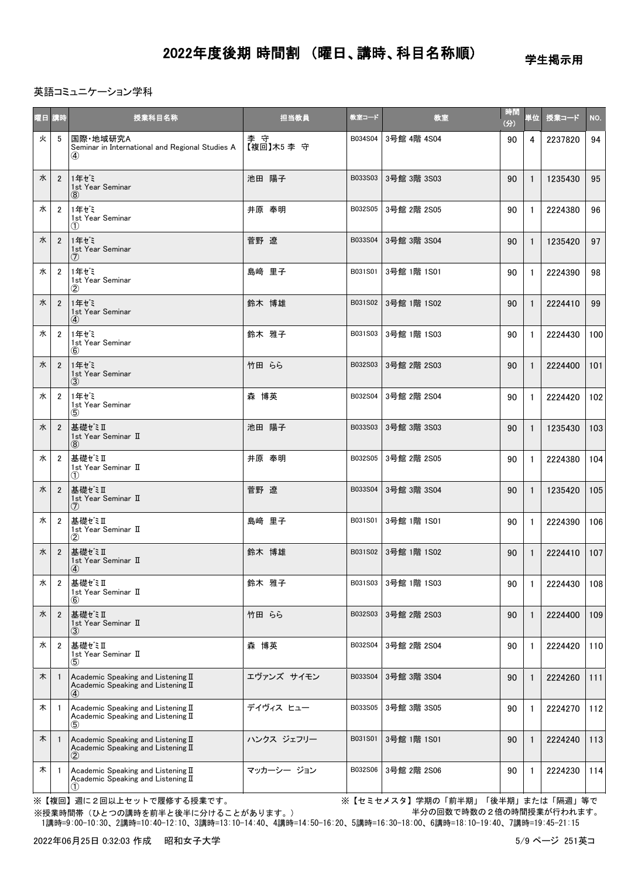# 2022年度後期 時間割 （曜日、講時、科目名称順）

学生掲示用

英語コミュニケーション学科

| 曜日 | 講時 | 授業科目名称 | 担当教員 | 教室コード | 教室 | 時間(分) | 単位 | 授業コード | NO. |
|---|---|---|---|---|---|---|---|---|---|
| 火 | 5 | 国際・地域研究A<br>Seminar in International and Regional Studies A<br>④ | 李 守<br>【複回】木5 李 守 | B034S04 | 3号館 4階 4S04 | 90 | 4 | 2237820 | 94 |
| 水 | 2 | 1年ゼミ<br>1st Year Seminar<br>⑧ | 池田 陽子 | B033S03 | 3号館 3階 3S03 | 90 | 1 | 1235430 | 95 |
| 水 | 2 | 1年ゼミ<br>1st Year Seminar<br>① | 井原 奉明 | B032S05 | 3号館 2階 2S05 | 90 | 1 | 2224380 | 96 |
| 水 | 2 | 1年ゼミ<br>1st Year Seminar<br>⑦ | 菅野 遼 | B033S04 | 3号館 3階 3S04 | 90 | 1 | 1235420 | 97 |
| 水 | 2 | 1年ゼミ<br>1st Year Seminar<br>② | 島崎 里子 | B031S01 | 3号館 1階 1S01 | 90 | 1 | 2224390 | 98 |
| 水 | 2 | 1年ゼミ<br>1st Year Seminar<br>④ | 鈴木 博雄 | B031S02 | 3号館 1階 1S02 | 90 | 1 | 2224410 | 99 |
| 水 | 2 | 1年ゼミ<br>1st Year Seminar<br>⑥ | 鈴木 雅子 | B031S03 | 3号館 1階 1S03 | 90 | 1 | 2224430 | 100 |
| 水 | 2 | 1年ゼミ<br>1st Year Seminar<br>③ | 竹田 らら | B032S03 | 3号館 2階 2S03 | 90 | 1 | 2224400 | 101 |
| 水 | 2 | 1年ゼミ<br>1st Year Seminar<br>⑤ | 森 博英 | B032S04 | 3号館 2階 2S04 | 90 | 1 | 2224420 | 102 |
| 水 | 2 | 基礎ゼミⅡ<br>1st Year Seminar Ⅱ<br>⑧ | 池田 陽子 | B033S03 | 3号館 3階 3S03 | 90 | 1 | 1235430 | 103 |
| 水 | 2 | 基礎ゼミⅡ<br>1st Year Seminar Ⅱ<br>① | 井原 奉明 | B032S05 | 3号館 2階 2S05 | 90 | 1 | 2224380 | 104 |
| 水 | 2 | 基礎ゼミⅡ<br>1st Year Seminar Ⅱ<br>⑦ | 菅野 遼 | B033S04 | 3号館 3階 3S04 | 90 | 1 | 1235420 | 105 |
| 水 | 2 | 基礎ゼミⅡ<br>1st Year Seminar Ⅱ<br>② | 島崎 里子 | B031S01 | 3号館 1階 1S01 | 90 | 1 | 2224390 | 106 |
| 水 | 2 | 基礎ゼミⅡ<br>1st Year Seminar Ⅱ<br>④ | 鈴木 博雄 | B031S02 | 3号館 1階 1S02 | 90 | 1 | 2224410 | 107 |
| 水 | 2 | 基礎ゼミⅡ<br>1st Year Seminar Ⅱ<br>⑥ | 鈴木 雅子 | B031S03 | 3号館 1階 1S03 | 90 | 1 | 2224430 | 108 |
| 水 | 2 | 基礎ゼミⅡ<br>1st Year Seminar Ⅱ<br>③ | 竹田 らら | B032S03 | 3号館 2階 2S03 | 90 | 1 | 2224400 | 109 |
| 水 | 2 | 基礎ゼミⅡ<br>1st Year Seminar Ⅱ<br>⑤ | 森 博英 | B032S04 | 3号館 2階 2S04 | 90 | 1 | 2224420 | 110 |
| 木 | 1 | Academic Speaking and Listening Ⅱ<br>Academic Speaking and Listening Ⅱ<br>④ | エヴァンズ サイモン | B033S04 | 3号館 3階 3S04 | 90 | 1 | 2224260 | 111 |
| 木 | 1 | Academic Speaking and Listening Ⅱ<br>Academic Speaking and Listening Ⅱ<br>⑤ | デイヴィス ヒュー | B033S05 | 3号館 3階 3S05 | 90 | 1 | 2224270 | 112 |
| 木 | 1 | Academic Speaking and Listening Ⅱ<br>Academic Speaking and Listening Ⅱ<br>② | ハンクス ジェフリー | B031S01 | 3号館 1階 1S01 | 90 | 1 | 2224240 | 113 |
| 木 | 1 | Academic Speaking and Listening Ⅱ<br>Academic Speaking and Listening Ⅱ<br>① | マッカーシー ジョン | B032S06 | 3号館 2階 2S06 | 90 | 1 | 2224230 | 114 |

※【複回】週に２回以上セットで履修する授業です。
※【セミセメスタ】学期の「前半期」「後半期」または「隔週」等で半分の回数で時数の２倍の時間授業が行われます。
※授業時間帯（ひとつの講時を前半と後半に分けることがあります。）
1講時=9:00-10:30、2講時=10:40-12:10、3講時=13:10-14:40、4講時=14:50-16:20、5講時=16:30-18:00、6講時=18:10-19:40、7講時=19:45-21:15

2022年06月25日 0:32:03 作成　昭和女子大学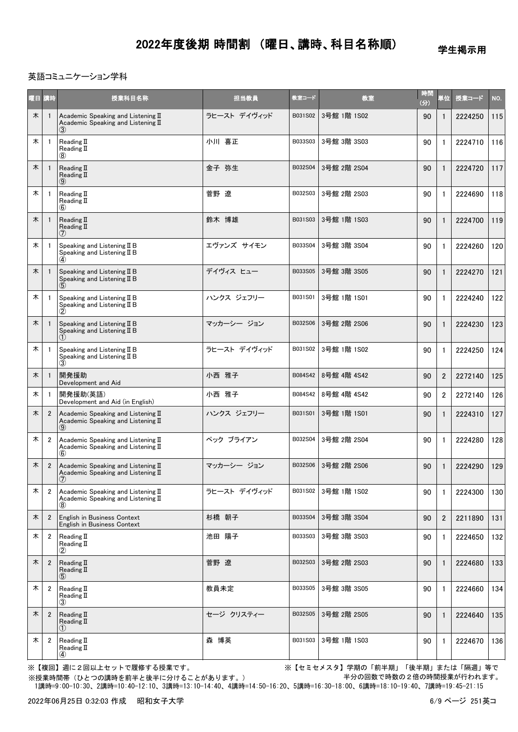# 2022年度後期 時間割 （曜日、講時、科目名称順）

学生掲示用

英語コミュニケーション学科

| 曜日 | 講時 | 授業科目名称 | 担当教員 | 教室コード | 教室 | 時間(分) | 単位 | 授業コード | NO. |
|---|---|---|---|---|---|---|---|---|---|
| 木 | 1 | Academic Speaking and Listening Ⅱ<br>Academic Speaking and Listening Ⅱ<br>③ | ラヒースト デイヴィッド | B031S02 | 3号館 1階 1S02 | 90 | 1 | 2224250 | 115 |
| 木 | 1 | Reading Ⅱ<br>Reading Ⅱ<br>⑧ | 小川 喜正 | B033S03 | 3号館 3階 3S03 | 90 | 1 | 2224710 | 116 |
| 木 | 1 | Reading Ⅱ<br>Reading Ⅱ<br>⑨ | 金子 弥生 | B032S04 | 3号館 2階 2S04 | 90 | 1 | 2224720 | 117 |
| 木 | 1 | Reading Ⅱ<br>Reading Ⅱ<br>⑥ | 菅野 遼 | B032S03 | 3号館 2階 2S03 | 90 | 1 | 2224690 | 118 |
| 木 | 1 | Reading Ⅱ<br>Reading Ⅱ<br>⑦ | 鈴木 博雄 | B031S03 | 3号館 1階 1S03 | 90 | 1 | 2224700 | 119 |
| 木 | 1 | Speaking and Listening Ⅱ B<br>Speaking and Listening Ⅱ B<br>④ | エヴァンズ サイモン | B033S04 | 3号館 3階 3S04 | 90 | 1 | 2224260 | 120 |
| 木 | 1 | Speaking and Listening Ⅱ B<br>Speaking and Listening Ⅱ B<br>⑤ | デイヴィス ヒュー | B033S05 | 3号館 3階 3S05 | 90 | 1 | 2224270 | 121 |
| 木 | 1 | Speaking and Listening Ⅱ B<br>Speaking and Listening Ⅱ B<br>② | ハンクス ジェフリー | B031S01 | 3号館 1階 1S01 | 90 | 1 | 2224240 | 122 |
| 木 | 1 | Speaking and Listening Ⅱ B<br>Speaking and Listening Ⅱ B<br>① | マッカーシー ジョン | B032S06 | 3号館 2階 2S06 | 90 | 1 | 2224230 | 123 |
| 木 | 1 | Speaking and Listening Ⅱ B<br>Speaking and Listening Ⅱ B<br>③ | ラヒースト デイヴィッド | B031S02 | 3号館 1階 1S02 | 90 | 1 | 2224250 | 124 |
| 木 | 1 | 開発援助<br>Development and Aid | 小西 雅子 | B084S42 | 8号館 4階 4S42 | 90 | 2 | 2272140 | 125 |
| 木 | 1 | 開発援助(英語)<br>Development and Aid (in English) | 小西 雅子 | B084S42 | 8号館 4階 4S42 | 90 | 2 | 2272140 | 126 |
| 木 | 2 | Academic Speaking and Listening Ⅱ<br>Academic Speaking and Listening Ⅱ<br>⑨ | ハンクス ジェフリー | B031S01 | 3号館 1階 1S01 | 90 | 1 | 2224310 | 127 |
| 木 | 2 | Academic Speaking and Listening Ⅱ<br>Academic Speaking and Listening Ⅱ<br>⑥ | ベック ブライアン | B032S04 | 3号館 2階 2S04 | 90 | 1 | 2224280 | 128 |
| 木 | 2 | Academic Speaking and Listening Ⅱ<br>Academic Speaking and Listening Ⅱ<br>⑦ | マッカーシー ジョン | B032S06 | 3号館 2階 2S06 | 90 | 1 | 2224290 | 129 |
| 木 | 2 | Academic Speaking and Listening Ⅱ<br>Academic Speaking and Listening Ⅱ<br>⑧ | ラヒースト デイヴィッド | B031S02 | 3号館 1階 1S02 | 90 | 1 | 2224300 | 130 |
| 木 | 2 | English in Business Context<br>English in Business Context | 杉橋 朝子 | B033S04 | 3号館 3階 3S04 | 90 | 2 | 2211890 | 131 |
| 木 | 2 | Reading Ⅱ<br>Reading Ⅱ<br>② | 池田 陽子 | B033S03 | 3号館 3階 3S03 | 90 | 1 | 2224650 | 132 |
| 木 | 2 | Reading Ⅱ<br>Reading Ⅱ<br>⑤ | 菅野 遼 | B032S03 | 3号館 2階 2S03 | 90 | 1 | 2224680 | 133 |
| 木 | 2 | Reading Ⅱ<br>Reading Ⅱ<br>③ | 教員未定 | B033S05 | 3号館 3階 3S05 | 90 | 1 | 2224660 | 134 |
| 木 | 2 | Reading Ⅱ<br>Reading Ⅱ<br>① | セージ クリスティー | B032S05 | 3号館 2階 2S05 | 90 | 1 | 2224640 | 135 |
| 木 | 2 | Reading Ⅱ<br>Reading Ⅱ<br>④ | 森 博英 | B031S03 | 3号館 1階 1S03 | 90 | 1 | 2224670 | 136 |

※【複回】週に２回以上セットで履修する授業です。

※【セミセメスタ】学期の「前半期」「後半期」または「隔週」等で半分の回数で時数の２倍の時間授業が行われます。

※授業時間帯（ひとつの講時を前半と後半に分けることがあります。）

1講時=9:00-10:30、2講時=10:40-12:10、3講時=13:10-14:40、4講時=14:50-16:20、5講時=16:30-18:00、6講時=18:10-19:40、7講時=19:45-21:15

2022年06月25日 0:32:03 作成　昭和女子大学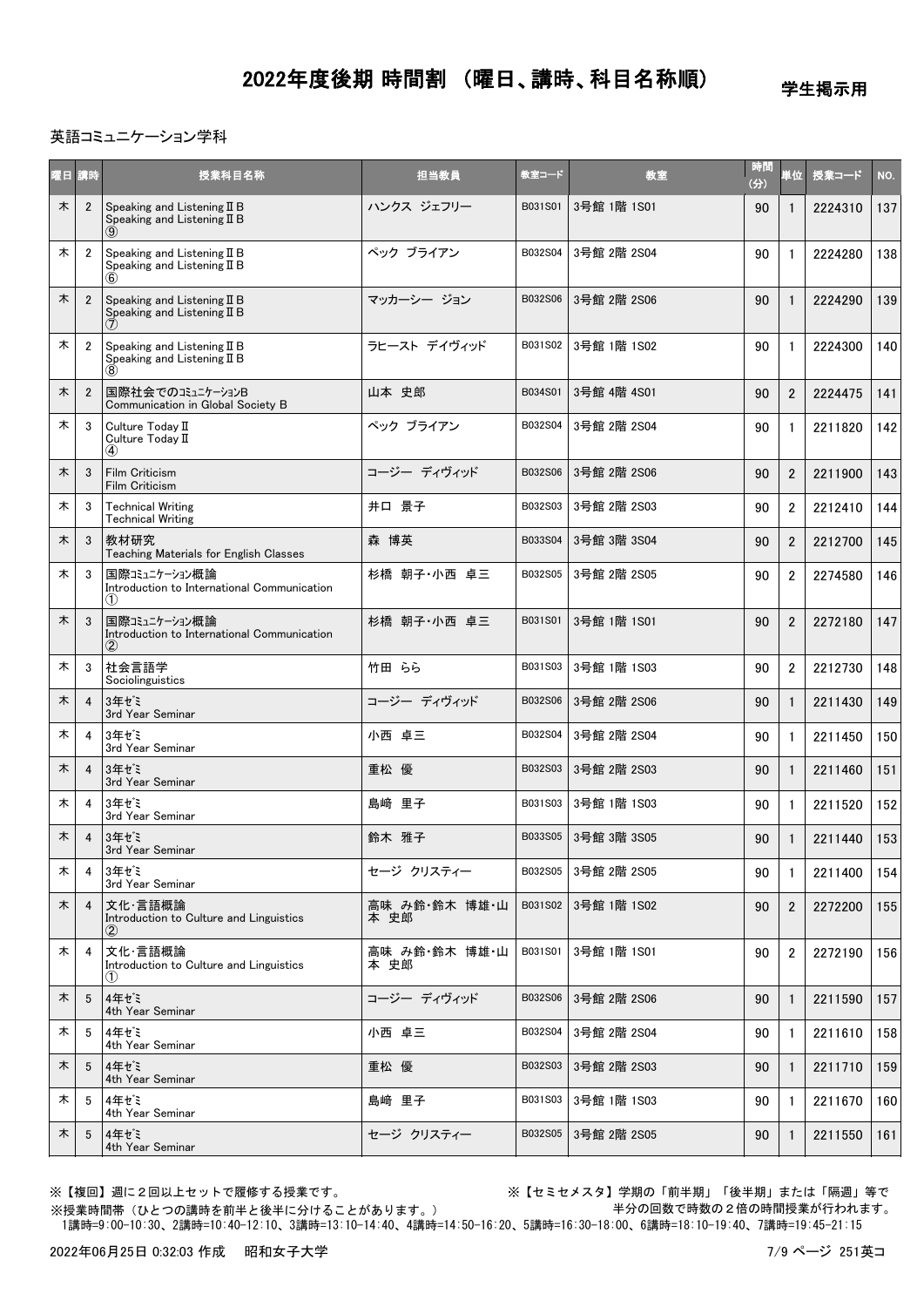# 2022年度後期 時間割 （曜日、講時、科目名称順）

学生掲示用

英語コミュニケーション学科

| 曜日 | 講時 | 授業科目名称 | 担当教員 | 教室コード | 教室 | 時間(分) | 単位 | 授業コード | NO. |
|---|---|---|---|---|---|---|---|---|---|
| 木 | 2 | Speaking and ListeningⅡB<br>Speaking and ListeningⅡB<br>⑨ | ハンクス ジェフリー | B031S01 | 3号館 1階 1S01 | 90 | 1 | 2224310 | 137 |
| 木 | 2 | Speaking and ListeningⅡB<br>Speaking and ListeningⅡB<br>⑥ | ペック ブライアン | B032S04 | 3号館 2階 2S04 | 90 | 1 | 2224280 | 138 |
| 木 | 2 | Speaking and ListeningⅡB<br>Speaking and ListeningⅡB<br>⑦ | マッカーシー ジョン | B032S06 | 3号館 2階 2S06 | 90 | 1 | 2224290 | 139 |
| 木 | 2 | Speaking and ListeningⅡB<br>Speaking and ListeningⅡB<br>⑧ | ラヒースト デイヴィッド | B031S02 | 3号館 1階 1S02 | 90 | 1 | 2224300 | 140 |
| 木 | 2 | 国際社会でのｺﾐｭﾆｹｰｼｮﾝB<br>Communication in Global Society B | 山本 史郎 | B034S01 | 3号館 4階 4S01 | 90 | 2 | 2224475 | 141 |
| 木 | 3 | Culture TodayⅡ<br>Culture TodayⅡ<br>④ | ペック ブライアン | B032S04 | 3号館 2階 2S04 | 90 | 1 | 2211820 | 142 |
| 木 | 3 | Film Criticism<br>Film Criticism | コージー ディヴィッド | B032S06 | 3号館 2階 2S06 | 90 | 2 | 2211900 | 143 |
| 木 | 3 | Technical Writing<br>Technical Writing | 井口 景子 | B032S03 | 3号館 2階 2S03 | 90 | 2 | 2212410 | 144 |
| 木 | 3 | 教材研究<br>Teaching Materials for English Classes | 森 博英 | B033S04 | 3号館 3階 3S04 | 90 | 2 | 2212700 | 145 |
| 木 | 3 | 国際ｺﾐｭﾆｹｰｼｮﾝ概論<br>Introduction to International Communication<br>① | 杉橋 朝子・小西 卓三 | B032S05 | 3号館 2階 2S05 | 90 | 2 | 2274580 | 146 |
| 木 | 3 | 国際ｺﾐｭﾆｹｰｼｮﾝ概論<br>Introduction to International Communication<br>② | 杉橋 朝子・小西 卓三 | B031S01 | 3号館 1階 1S01 | 90 | 2 | 2272180 | 147 |
| 木 | 3 | 社会言語学<br>Sociolinguistics | 竹田 らら | B031S03 | 3号館 1階 1S03 | 90 | 2 | 2212730 | 148 |
| 木 | 4 | 3年ｾﾞﾐ<br>3rd Year Seminar | コージー ディヴィッド | B032S06 | 3号館 2階 2S06 | 90 | 1 | 2211430 | 149 |
| 木 | 4 | 3年ｾﾞﾐ<br>3rd Year Seminar | 小西 卓三 | B032S04 | 3号館 2階 2S04 | 90 | 1 | 2211450 | 150 |
| 木 | 4 | 3年ｾﾞﾐ<br>3rd Year Seminar | 重松 優 | B032S03 | 3号館 2階 2S03 | 90 | 1 | 2211460 | 151 |
| 木 | 4 | 3年ｾﾞﾐ<br>3rd Year Seminar | 島崎 里子 | B031S03 | 3号館 1階 1S03 | 90 | 1 | 2211520 | 152 |
| 木 | 4 | 3年ｾﾞﾐ<br>3rd Year Seminar | 鈴木 雅子 | B033S05 | 3号館 3階 3S05 | 90 | 1 | 2211440 | 153 |
| 木 | 4 | 3年ｾﾞﾐ<br>3rd Year Seminar | セージ クリスティー | B032S05 | 3号館 2階 2S05 | 90 | 1 | 2211400 | 154 |
| 木 | 4 | 文化･言語概論<br>Introduction to Culture and Linguistics<br>② | 高味 み鈴・鈴木 博雄・山本 史郎 | B031S02 | 3号館 1階 1S02 | 90 | 2 | 2272200 | 155 |
| 木 | 4 | 文化･言語概論<br>Introduction to Culture and Linguistics<br>① | 高味 み鈴・鈴木 博雄・山本 史郎 | B031S01 | 3号館 1階 1S01 | 90 | 2 | 2272190 | 156 |
| 木 | 5 | 4年ｾﾞﾐ<br>4th Year Seminar | コージー ディヴィッド | B032S06 | 3号館 2階 2S06 | 90 | 1 | 2211590 | 157 |
| 木 | 5 | 4年ｾﾞﾐ<br>4th Year Seminar | 小西 卓三 | B032S04 | 3号館 2階 2S04 | 90 | 1 | 2211610 | 158 |
| 木 | 5 | 4年ｾﾞﾐ<br>4th Year Seminar | 重松 優 | B032S03 | 3号館 2階 2S03 | 90 | 1 | 2211710 | 159 |
| 木 | 5 | 4年ｾﾞﾐ<br>4th Year Seminar | 島崎 里子 | B031S03 | 3号館 1階 1S03 | 90 | 1 | 2211670 | 160 |
| 木 | 5 | 4年ｾﾞﾐ<br>4th Year Seminar | セージ クリスティー | B032S05 | 3号館 2階 2S05 | 90 | 1 | 2211550 | 161 |

※【複回】週に２回以上セットで履修する授業です。

※【セミセメスタ】学期の「前半期」「後半期」または「隔週」等で半分の回数で時数の２倍の時間授業が行われます。

※授業時間帯（ひとつの講時を前半と後半に分けることがあります。）
1講時=9:00-10:30、2講時=10:40-12:10、3講時=13:10-14:40、4講時=14:50-16:20、5講時=16:30-18:00、6講時=18:10-19:40、7講時=19:45-21:15

2022年06月25日 0:32:03 作成　昭和女子大学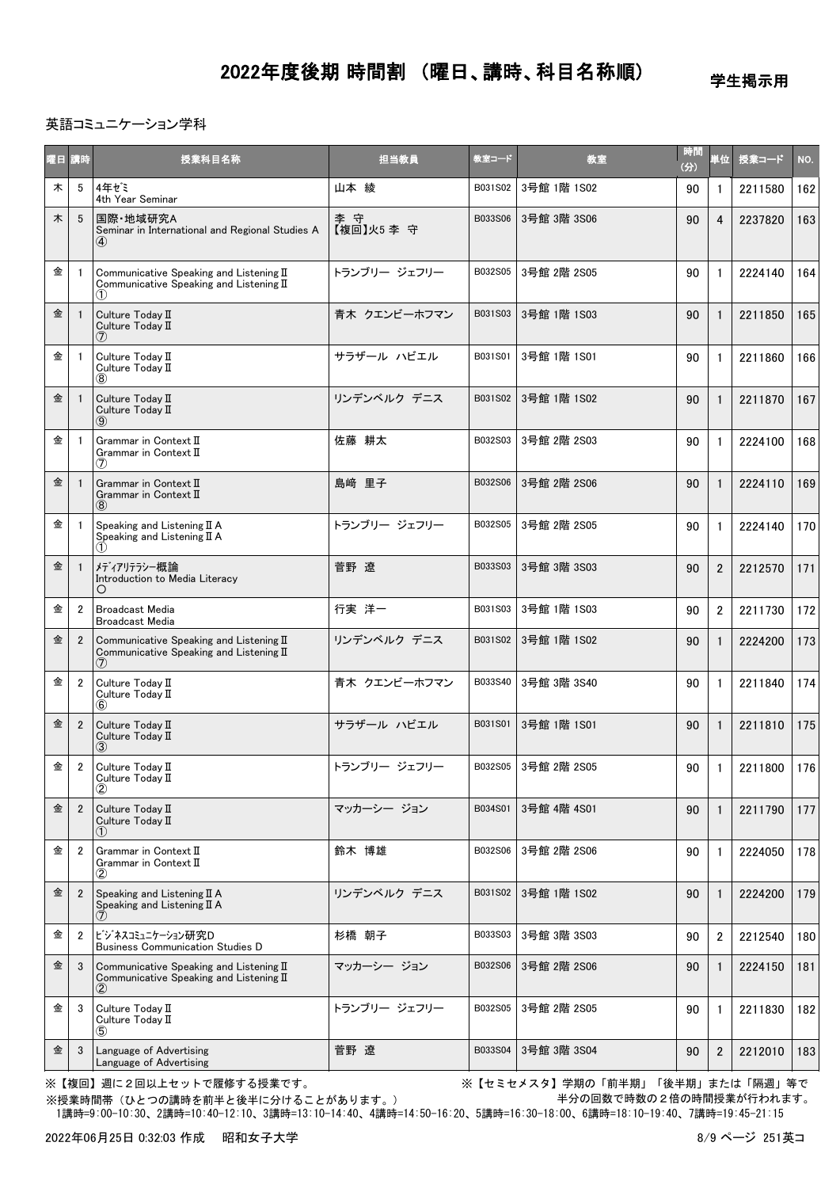# 2022年度後期 時間割 （曜日、講時、科目名称順）

学生掲示用

英語コミュニケーション学科

| 曜日 | 講時 | 授業科目名称 | 担当教員 | 教室コード | 教室 | 時間(分) | 単位 | 授業コード | NO. |
|---|---|---|---|---|---|---|---|---|---|
| 木 | 5 | 4年ｾﾞﾐ<br>4th Year Seminar | 山本 綾 | B031S02 | 3号館 1階 1S02 | 90 | 1 | 2211580 | 162 |
| 木 | 5 | 国際・地域研究A<br>Seminar in International and Regional Studies A<br>④ | 李 守<br>【複回】火5 李 守 | B033S06 | 3号館 3階 3S06 | 90 | 4 | 2237820 | 163 |
| 金 | 1 | Communicative Speaking and Listening Ⅱ<br>Communicative Speaking and Listening Ⅱ<br>① | トランブリー ジェフリー | B032S05 | 3号館 2階 2S05 | 90 | 1 | 2224140 | 164 |
| 金 | 1 | Culture Today Ⅱ<br>Culture Today Ⅱ<br>⑦ | 青木 クエンビーホフマン | B031S03 | 3号館 1階 1S03 | 90 | 1 | 2211850 | 165 |
| 金 | 1 | Culture Today Ⅱ<br>Culture Today Ⅱ<br>⑧ | サラザール ハビエル | B031S01 | 3号館 1階 1S01 | 90 | 1 | 2211860 | 166 |
| 金 | 1 | Culture Today Ⅱ<br>Culture Today Ⅱ<br>⑨ | リンデンベルク デニス | B031S02 | 3号館 1階 1S02 | 90 | 1 | 2211870 | 167 |
| 金 | 1 | Grammar in Context Ⅱ<br>Grammar in Context Ⅱ<br>⑦ | 佐藤 耕太 | B032S03 | 3号館 2階 2S03 | 90 | 1 | 2224100 | 168 |
| 金 | 1 | Grammar in Context Ⅱ<br>Grammar in Context Ⅱ<br>⑧ | 島﨑 里子 | B032S06 | 3号館 2階 2S06 | 90 | 1 | 2224110 | 169 |
| 金 | 1 | Speaking and Listening Ⅱ A<br>Speaking and Listening Ⅱ A<br>① | トランブリー ジェフリー | B032S05 | 3号館 2階 2S05 | 90 | 1 | 2224140 | 170 |
| 金 | 1 | ﾒﾃﾞｨｱﾘﾃﾗｼｰ概論<br>Introduction to Media Literacy<br>〇 | 菅野 遼 | B033S03 | 3号館 3階 3S03 | 90 | 2 | 2212570 | 171 |
| 金 | 2 | Broadcast Media<br>Broadcast Media | 行実 洋一 | B031S03 | 3号館 1階 1S03 | 90 | 2 | 2211730 | 172 |
| 金 | 2 | Communicative Speaking and Listening Ⅱ<br>Communicative Speaking and Listening Ⅱ<br>⑦ | リンデンベルク デニス | B031S02 | 3号館 1階 1S02 | 90 | 1 | 2224200 | 173 |
| 金 | 2 | Culture Today Ⅱ<br>Culture Today Ⅱ<br>⑥ | 青木 クエンビーホフマン | B033S40 | 3号館 3階 3S40 | 90 | 1 | 2211840 | 174 |
| 金 | 2 | Culture Today Ⅱ<br>Culture Today Ⅱ<br>③ | サラザール ハビエル | B031S01 | 3号館 1階 1S01 | 90 | 1 | 2211810 | 175 |
| 金 | 2 | Culture Today Ⅱ<br>Culture Today Ⅱ<br>② | トランブリー ジェフリー | B032S05 | 3号館 2階 2S05 | 90 | 1 | 2211800 | 176 |
| 金 | 2 | Culture Today Ⅱ<br>Culture Today Ⅱ<br>① | マッカーシー ジョン | B034S01 | 3号館 4階 4S01 | 90 | 1 | 2211790 | 177 |
| 金 | 2 | Grammar in Context Ⅱ<br>Grammar in Context Ⅱ<br>② | 鈴木 博雄 | B032S06 | 3号館 2階 2S06 | 90 | 1 | 2224050 | 178 |
| 金 | 2 | Speaking and Listening Ⅱ A<br>Speaking and Listening Ⅱ A<br>⑦ | リンデンベルク デニス | B031S02 | 3号館 1階 1S02 | 90 | 1 | 2224200 | 179 |
| 金 | 2 | ﾋﾞｼﾞﾈｽｺﾐｭﾆｹｰｼｮﾝ研究D<br>Business Communication Studies D | 杉橋 朝子 | B033S03 | 3号館 3階 3S03 | 90 | 2 | 2212540 | 180 |
| 金 | 3 | Communicative Speaking and Listening Ⅱ<br>Communicative Speaking and Listening Ⅱ<br>② | マッカーシー ジョン | B032S06 | 3号館 2階 2S06 | 90 | 1 | 2224150 | 181 |
| 金 | 3 | Culture Today Ⅱ<br>Culture Today Ⅱ<br>⑤ | トランブリー ジェフリー | B032S05 | 3号館 2階 2S05 | 90 | 1 | 2211830 | 182 |
| 金 | 3 | Language of Advertising<br>Language of Advertising | 菅野 遼 | B033S04 | 3号館 3階 3S04 | 90 | 2 | 2212010 | 183 |

※【複回】週に２回以上セットで履修する授業です。
※【セミセメスタ】学期の「前半期」「後半期」または「隔週」等で半分の回数で時数の２倍の時間授業が行われます。
※授業時間帯（ひとつの講時を前半と後半に分けることがあります。）
1講時=9:00-10:30、2講時=10:40-12:10、3講時=13:10-14:40、4講時=14:50-16:20、5講時=16:30-18:00、6講時=18:10-19:40、7講時=19:45-21:15

2022年06月25日 0:32:03 作成　昭和女子大学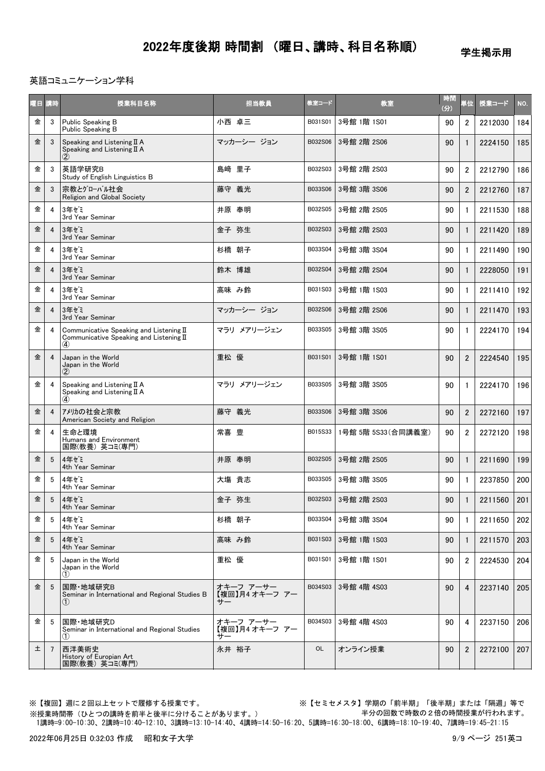# 2022年度後期 時間割 （曜日、講時、科目名称順）

学生掲示用

英語コミュニケーション学科

| 曜日 | 講時 | 授業科目名称 | 担当教員 | 教室コード | 教室 | 時間(分) | 単位 | 授業コード | NO. |
|---|---|---|---|---|---|---|---|---|---|
| 金 | 3 | Public Speaking B<br>Public Speaking B | 小西 卓三 | B031S01 | 3号館 1階 1S01 | 90 | 2 | 2212030 | 184 |
| 金 | 3 | Speaking and Listening Ⅱ A<br>Speaking and Listening Ⅱ A<br>② | マッカーシー ジョン | B032S06 | 3号館 2階 2S06 | 90 | 1 | 2224150 | 185 |
| 金 | 3 | 英語学研究B<br>Study of English Linguistics B | 島崎 里子 | B032S03 | 3号館 2階 2S03 | 90 | 2 | 2212790 | 186 |
| 金 | 3 | 宗教とｸﾞﾛｰﾊﾞﾙ社会<br>Religion and Global Society | 藤守 義光 | B033S06 | 3号館 3階 3S06 | 90 | 2 | 2212760 | 187 |
| 金 | 4 | 3年ｾﾞﾐ<br>3rd Year Seminar | 井原 奉明 | B032S05 | 3号館 2階 2S05 | 90 | 1 | 2211530 | 188 |
| 金 | 4 | 3年ｾﾞﾐ<br>3rd Year Seminar | 金子 弥生 | B032S03 | 3号館 2階 2S03 | 90 | 1 | 2211420 | 189 |
| 金 | 4 | 3年ｾﾞﾐ<br>3rd Year Seminar | 杉橋 朝子 | B033S04 | 3号館 3階 3S04 | 90 | 1 | 2211490 | 190 |
| 金 | 4 | 3年ｾﾞﾐ<br>3rd Year Seminar | 鈴木 博雄 | B032S04 | 3号館 2階 2S04 | 90 | 1 | 2228050 | 191 |
| 金 | 4 | 3年ｾﾞﾐ<br>3rd Year Seminar | 高味 み鈴 | B031S03 | 3号館 1階 1S03 | 90 | 1 | 2211410 | 192 |
| 金 | 4 | 3年ｾﾞﾐ<br>3rd Year Seminar | マッカーシー ジョン | B032S06 | 3号館 2階 2S06 | 90 | 1 | 2211470 | 193 |
| 金 | 4 | Communicative Speaking and Listening Ⅱ<br>Communicative Speaking and Listening Ⅱ<br>④ | マラリ メアリージェン | B033S05 | 3号館 3階 3S05 | 90 | 1 | 2224170 | 194 |
| 金 | 4 | Japan in the World<br>Japan in the World<br>② | 重松 優 | B031S01 | 3号館 1階 1S01 | 90 | 2 | 2224540 | 195 |
| 金 | 4 | Speaking and Listening Ⅱ A<br>Speaking and Listening Ⅱ A<br>④ | マラリ メアリージェン | B033S05 | 3号館 3階 3S05 | 90 | 1 | 2224170 | 196 |
| 金 | 4 | ｱﾒﾘｶの社会と宗教<br>American Society and Religion | 藤守 義光 | B033S06 | 3号館 3階 3S06 | 90 | 2 | 2272160 | 197 |
| 金 | 4 | 生命と環境<br>Humans and Environment<br>国際(教養) 英コミ(専門) | 常喜 豊 | B015S33 | 1号館 5階 5S33(合同講義室) | 90 | 2 | 2272120 | 198 |
| 金 | 5 | 4年ｾﾞﾐ<br>4th Year Seminar | 井原 奉明 | B032S05 | 3号館 2階 2S05 | 90 | 1 | 2211690 | 199 |
| 金 | 5 | 4年ｾﾞﾐ<br>4th Year Seminar | 大場 貴志 | B033S05 | 3号館 3階 3S05 | 90 | 1 | 2237850 | 200 |
| 金 | 5 | 4年ｾﾞﾐ<br>4th Year Seminar | 金子 弥生 | B032S03 | 3号館 2階 2S03 | 90 | 1 | 2211560 | 201 |
| 金 | 5 | 4年ｾﾞﾐ<br>4th Year Seminar | 杉橋 朝子 | B033S04 | 3号館 3階 3S04 | 90 | 1 | 2211650 | 202 |
| 金 | 5 | 4年ｾﾞﾐ<br>4th Year Seminar | 高味 み鈴 | B031S03 | 3号館 1階 1S03 | 90 | 1 | 2211570 | 203 |
| 金 | 5 | Japan in the World<br>Japan in the World<br>① | 重松 優 | B031S01 | 3号館 1階 1S01 | 90 | 2 | 2224530 | 204 |
| 金 | 5 | 国際・地域研究B<br>Seminar in International and Regional Studies B<br>① | オキーフ アーサー<br>【複回】月4 オキーフ アーサー | B034S03 | 3号館 4階 4S03 | 90 | 4 | 2237140 | 205 |
| 金 | 5 | 国際・地域研究D<br>Seminar in International and Regional Studies<br>① | オキーフ アーサー<br>【複回】月4 オキーフ アーサー | B034S03 | 3号館 4階 4S03 | 90 | 4 | 2237150 | 206 |
| 土 | 7 | 西洋美術史<br>History of Europian Art<br>国際(教養) 英コミ(専門) | 永井 裕子 | OL | オンライン授業 | 90 | 2 | 2272100 | 207 |

※【複回】週に２回以上セットで履修する授業です。

※【セミセメスタ】学期の「前半期」「後半期」または「隔週」等で半分の回数で時数の２倍の時間授業が行われます。

※授業時間帯（ひとつの講時を前半と後半に分けることがあります。）
1講時=9:00-10:30、2講時=10:40-12:10、3講時=13:10-14:40、4講時=14:50-16:20、5講時=16:30-18:00、6講時=18:10-19:40、7講時=19:45-21:15

2022年06月25日 0:32:03 作成　昭和女子大学